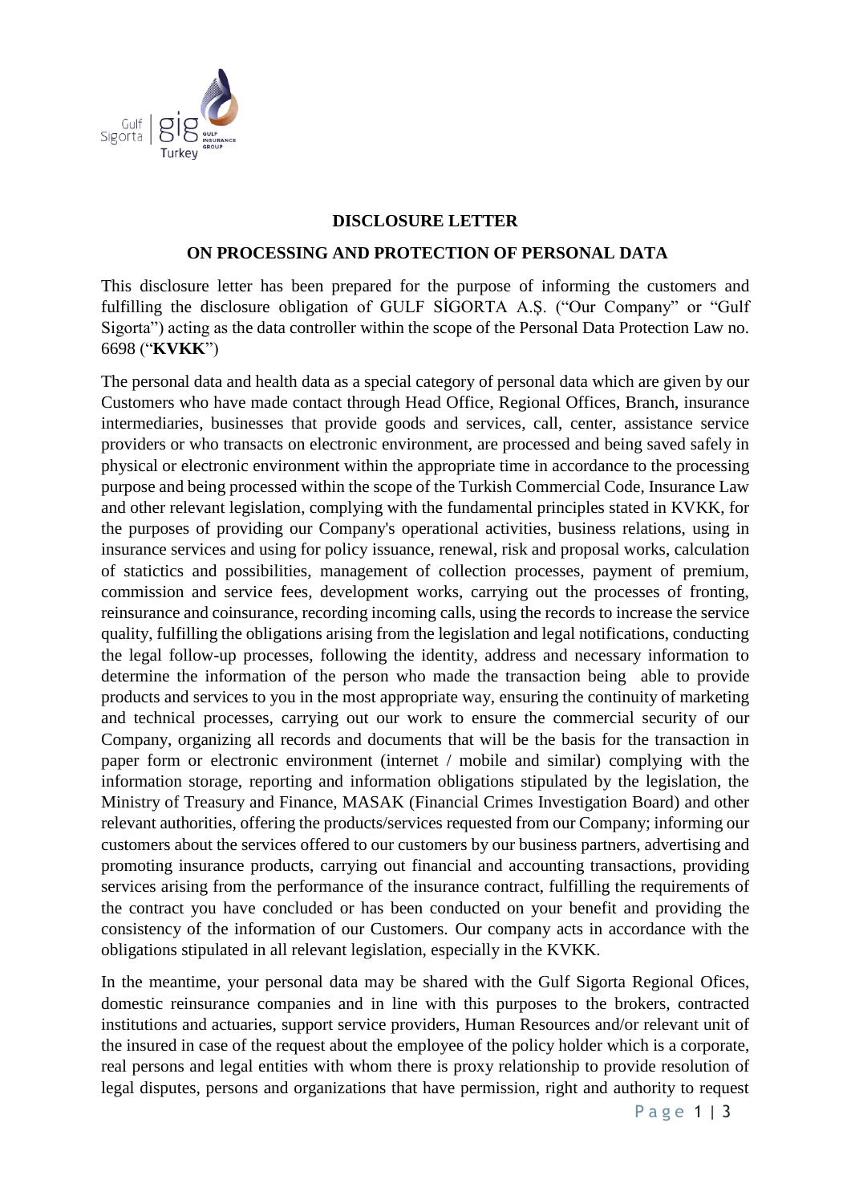**DISCLOSURE LETTER**

**ON PROCESSING AND PROTECTION OF PERSONAL DATA**

This disclosure letter has been prepared for the purpose of informing the customers and fulfilling the disclosure obligation of GULF SİGORTA A.Ş. ("Our Company" or "Gulf Sigorta") acting as the data controller within the scope of the Personal Data Protection Law no. 6698 ("**KVKK**")

The personal data and health data as a special category of personal data which are given by our Customers who have made contact through Head Office, Regional Offices, Branch, insurance intermediaries, businesses that provide goods and services, call, center, assistance service providers or who transacts on electronic environment, are processed and being saved safely in physical or electronic environment within the appropriate time in accordance to the processing purpose and being processed within the scope of the Turkish Commercial Code, Insurance Law and other relevant legislation, complying with the fundamental principles stated in KVKK, for the purposes of providing our Company's operational activities, business relations, using in insurance services and using for policy issuance, renewal, risk and proposal works, calculation of statictics and possibilities, management of collection processes, payment of premium, commission and service fees, development works, carrying out the processes of fronting, reinsurance and coinsurance, recording incoming calls, using the records to increase the service quality, fulfilling the obligations arising from the legislation and legal notifications, conducting the legal follow-up processes, following the identity, address and necessary information to determine the information of the person who made the transaction being able to provide products and services to you in the most appropriate way, ensuring the continuity of marketing and technical processes, carrying out our work to ensure the commercial security of our Company, organizing all records and documents that will be the basis for the transaction in paper form or electronic environment (internet / mobile and similar) complying with the information storage, reporting and information obligations stipulated by the legislation, the Ministry of Treasury and Finance, MASAK (Financial Crimes Investigation Board) and other relevant authorities, offering the products/services requested from our Company; informing our customers about the services offered to our customers by our business partners, advertising and promoting insurance products, carrying out financial and accounting transactions, providing services arising from the performance of the insurance contract, fulfilling the requirements of the contract you have concluded or has been conducted on your benefit and providing the consistency of the information of our Customers. Our company acts in accordance with the obligations stipulated in all relevant legislation, especially in the KVKK.

In the meantime, your personal data may be shared with the Gulf Sigorta Regional Ofices, domestic reinsurance companies and in line with this purposes to the brokers, contracted institutions and actuaries, support service providers, Human Resources and/or relevant unit of the insured in case of the request about the employee of the policy holder which is a corporate, real persons and legal entities with whom there is proxy relationship to provide resolution of legal disputes, persons and organizations that have permission, right and authority to request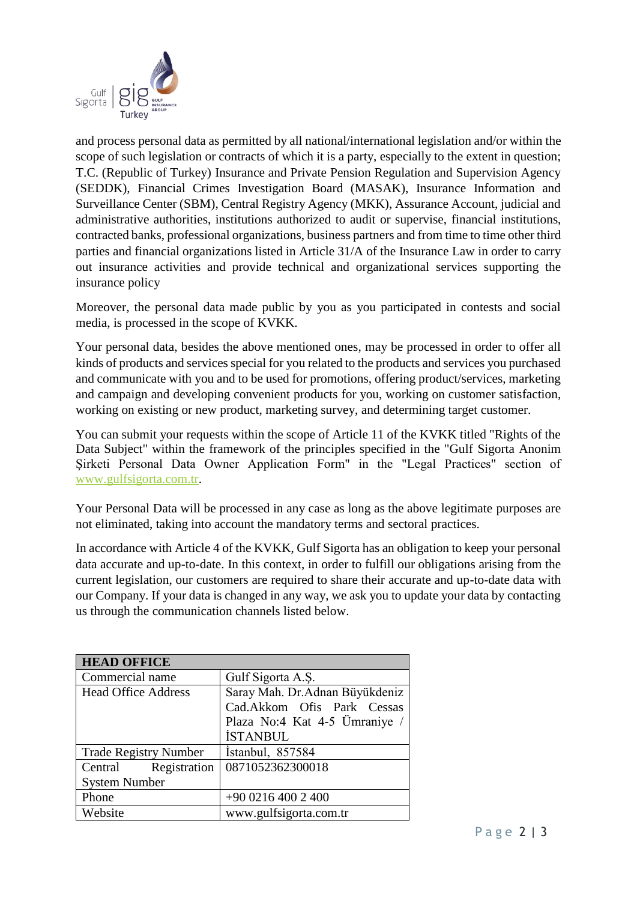and process personal data as permitted by all national/international legislation and/or within the scope of such legislation or contracts of which it is a party, especially to the extent in question; T.C. (Republic of Turkey) Insurance and Private Pension Regulation and Supervision Agency (SEDDK), Financial Crimes Investigation Board (MASAK), Insurance Information and Surveillance Center (SBM), Central Registry Agency (MKK), Assurance Account, judicial and administrative authorities, institutions authorized to audit or supervise, financial institutions, contracted banks, professional organizations, business partners and from time to time other third parties and financial organizations listed in Article 31/A of the Insurance Law in order to carry out insurance activities and provide technical and organizational services supporting the insurance policy

Moreover, the personal data made public by you as you participated in contests and social media, is processed in the scope of KVKK.

Your personal data, besides the above mentioned ones, may be processed in order to offer all kinds of products and services special for you related to the products and services you purchased and communicate with you and to be used for promotions, offering product/services, marketing and campaign and developing convenient products for you, working on customer satisfaction, working on existing or new product, marketing survey, and determining target customer.

You can submit your requests within the scope of Article 11 of the KVKK titled "Rights of the Data Subject" within the framework of the principles specified in the "Gulf Sigorta Anonim Şirketi Personal Data Owner Application Form" in the "Legal Practices" section of www.gulfsigorta.com.tr.

Your Personal Data will be processed in any case as long as the above legitimate purposes are not eliminated, taking into account the mandatory terms and sectoral practices.

In accordance with Article 4 of the KVKK, Gulf Sigorta has an obligation to keep your personal data accurate and up-to-date. In this context, in order to fulfill our obligations arising from the current legislation, our customers are required to share their accurate and up-to-date data with our Company. If your data is changed in any way, we ask you to update your data by contacting us through the communication channels listed below.

| **HEAD OFFICE** | |
|---|---|
| Commercial name | Gulf Sigorta A.Ş. |
| Head Office Address | Saray Mah. Dr.Adnan Büyükdeniz Cad.Akkom Ofis Park Cessas Plaza No:4 Kat 4-5 Ümraniye / İSTANBUL |
| Trade Registry Number | İstanbul, 857584 |
| Central Registration System Number | 0871052362300018 |
| Phone | +90 0216 400 2 400 |
| Website | www.gulfsigorta.com.tr |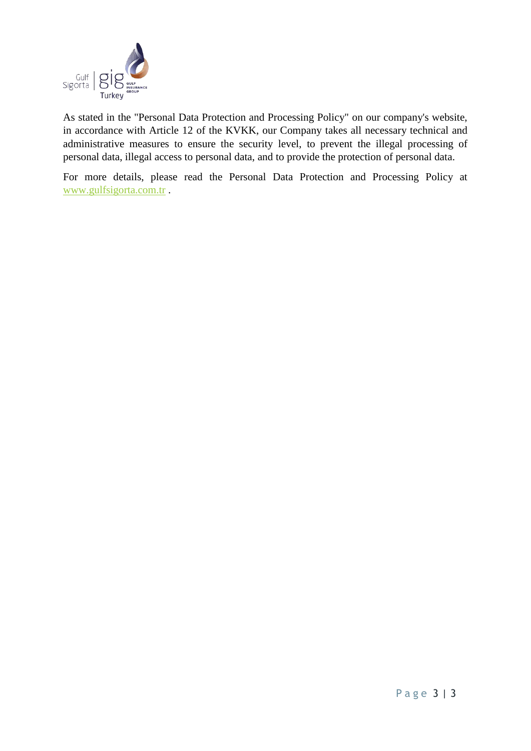As stated in the "Personal Data Protection and Processing Policy" on our company's website, in accordance with Article 12 of the KVKK, our Company takes all necessary technical and administrative measures to ensure the security level, to prevent the illegal processing of personal data, illegal access to personal data, and to provide the protection of personal data.

For more details, please read the Personal Data Protection and Processing Policy at www.gulfsigorta.com.tr .